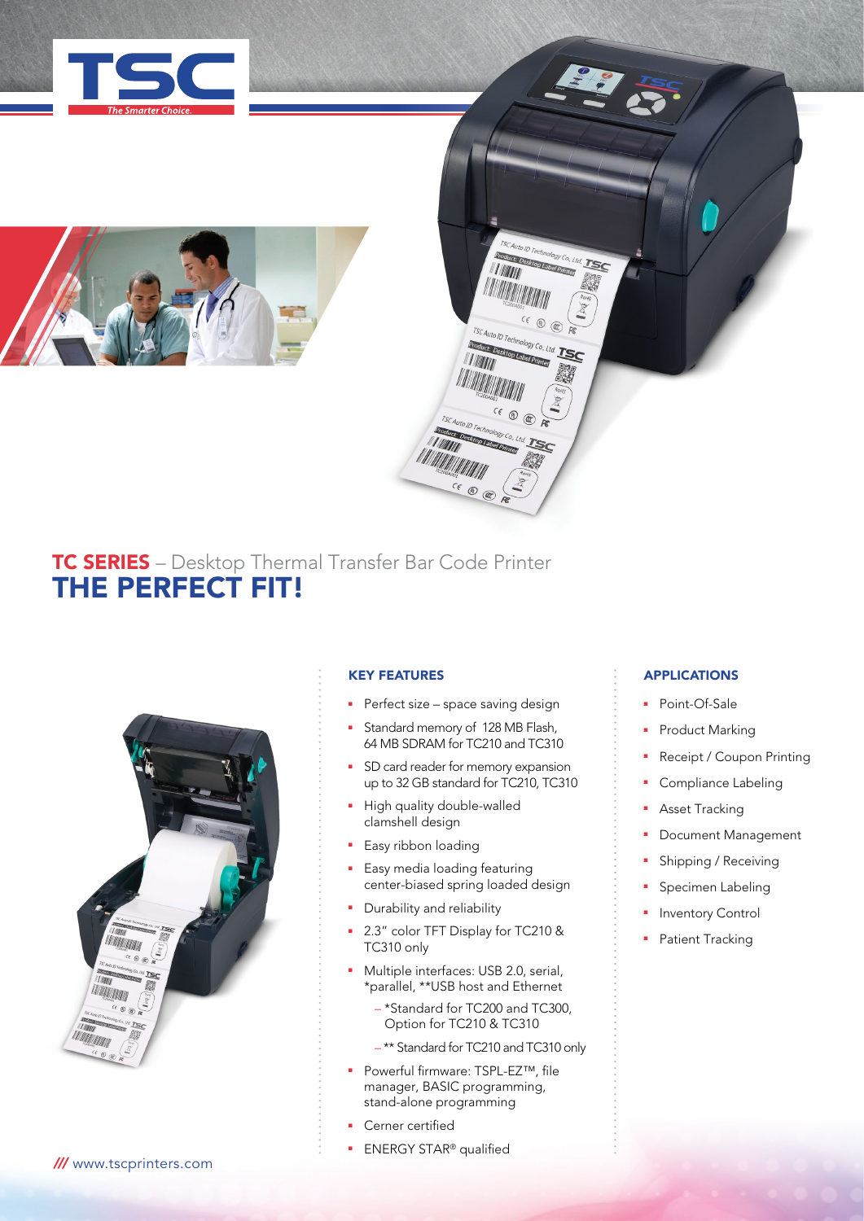# TC SERIES – Desktop Thermal Transfer Bar Code Printer

# THE PERFECT FIT!

## KEY FEATURES

- Perfect size – space saving design
- Standard memory of 128 MB Flash, 64 MB SDRAM for TC210 and TC310
- SD card reader for memory expansion up to 32 GB standard for TC210, TC310
- High quality double-walled clamshell design
- Easy ribbon loading
- Easy media loading featuring center-biased spring loaded design
- Durability and reliability
- 2.3" color TFT Display for TC210 & TC310 only
- Multiple interfaces: USB 2.0, serial, *parallel, **USB host and Ethernet
  - *Standard for TC200 and TC300, Option for TC210 & TC310
  - ** Standard for TC210 and TC310 only
- Powerful firmware: TSPL-EZ™, file manager, BASIC programming, stand-alone programming
- Cerner certified
- ENERGY STAR® qualified

## APPLICATIONS

- Point-Of-Sale
- Product Marking
- Receipt / Coupon Printing
- Compliance Labeling
- Asset Tracking
- Document Management
- Shipping / Receiving
- Specimen Labeling
- Inventory Control
- Patient Tracking

/// www.tscprinters.com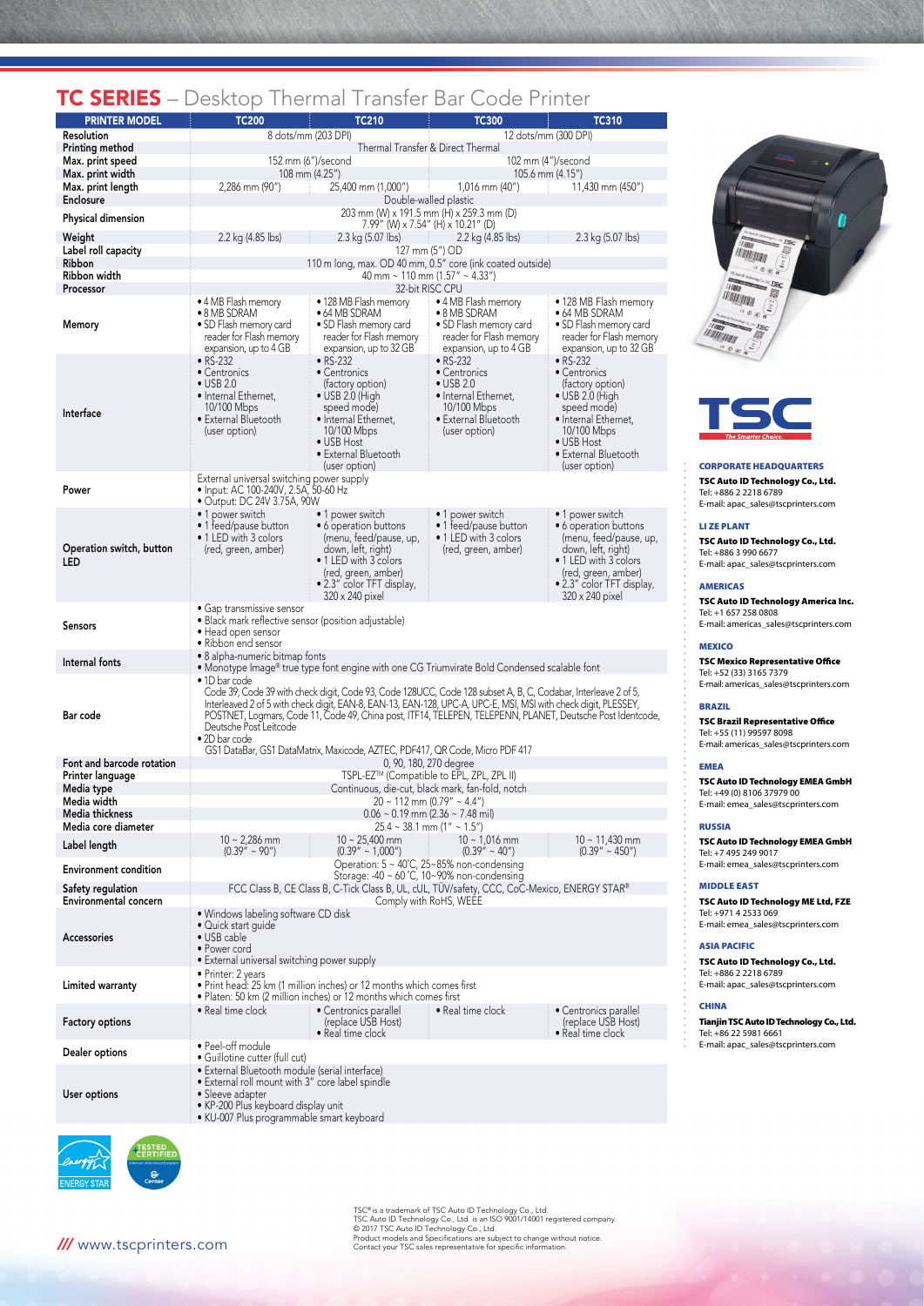# TC SERIES – Desktop Thermal Transfer Bar Code Printer

| PRINTER MODEL | TC200 | TC210 | TC300 | TC310 |
|---|---|---|---|---|
| Resolution | 8 dots/mm (203 DPI) | | 12 dots/mm (300 DPI) | |
| Printing method | Thermal Transfer & Direct Thermal | | | |
| Max. print speed | 152 mm (6")/second | | 102 mm (4")/second | |
| Max. print width | 108 mm (4.25") | | 105.6 mm (4.15") | |
| Max. print length | 2,286 mm (90") | 25,400 mm (1,000") | 1,016 mm (40") | 11,430 mm (450") |
| Enclosure | Double-walled plastic | | | |
| Physical dimension | 203 mm (W) x 191.5 mm (H) x 259.3 mm (D)<br>7.99" (W) x 7.54" (H) x 10.21" (D) | | | |
| Weight | 2.2 kg (4.85 lbs) | 2.3 kg (5.07 lbs) | 2.2 kg (4.85 lbs) | 2.3 kg (5.07 lbs) |
| Label roll capacity | 127 mm (5") OD | | | |
| Ribbon | 110 m long, max. OD 40 mm, 0.5" core (ink coated outside) | | | |
| Ribbon width | 40 mm ~ 110 mm (1.57" ~ 4.33") | | | |
| Processor | 32-bit RISC CPU | | | |
| Memory | • 4 MB Flash memory<br>• 8 MB SDRAM<br>• SD Flash memory card reader for Flash memory expansion, up to 4 GB | • 128 MB Flash memory<br>• 64 MB SDRAM<br>• SD Flash memory card reader for Flash memory expansion, up to 32 GB | • 4 MB Flash memory<br>• 8 MB SDRAM<br>• SD Flash memory card reader for Flash memory expansion, up to 4 GB | • 128 MB Flash memory<br>• 64 MB SDRAM<br>• SD Flash memory card reader for Flash memory expansion, up to 32 GB |
| Interface | • RS-232<br>• Centronics<br>• USB 2.0<br>• Internal Ethernet, 10/100 Mbps<br>• External Bluetooth (user option) | • RS-232<br>• Centronics (factory option)<br>• USB 2.0 (High speed mode)<br>• Internal Ethernet, 10/100 Mbps<br>• USB Host<br>• External Bluetooth (user option) | • RS-232<br>• Centronics<br>• USB 2.0<br>• Internal Ethernet, 10/100 Mbps<br>• External Bluetooth (user option) | • RS-232<br>• Centronics (factory option)<br>• USB 2.0 (High speed mode)<br>• Internal Ethernet, 10/100 Mbps<br>• USB Host<br>• External Bluetooth (user option) |
| Power | External universal switching power supply<br>• Input: AC 100-240V, 2.5A, 50-60 Hz<br>• Output: DC 24V 3.75A, 90W | | | |
| Operation switch, button LED | • 1 power switch<br>• 1 feed/pause button<br>• 1 LED with 3 colors (red, green, amber) | • 1 power switch<br>• 6 operation buttons (menu, feed/pause, up, down, left, right)<br>• 1 LED with 3 colors (red, green, amber)<br>• 2.3" color TFT display, 320 x 240 pixel | • 1 power switch<br>• 1 feed/pause button<br>• 1 LED with 3 colors (red, green, amber) | • 1 power switch<br>• 6 operation buttons (menu, feed/pause, up, down, left, right)<br>• 1 LED with 3 colors (red, green, amber)<br>• 2.3" color TFT display, 320 x 240 pixel |
| Sensors | • Gap transmissive sensor<br>• Black mark reflective sensor (position adjustable)<br>• Head open sensor<br>• Ribbon end sensor | | | |
| Internal fonts | • 8 alpha-numeric bitmap fonts<br>• Monotype Image® true type font engine with one CG Triumvirate Bold Condensed scalable font | | | |
| Bar code | • 1D bar code<br>Code 39, Code 39 with check digit, Code 93, Code 128UCC, Code 128 subset A, B, C, Codabar, Interleave 2 of 5, Interleaved 2 of 5 with check digit, EAN-8, EAN-13, EAN-128, UPC-A, UPC-E, MSI, MSI with check digit, PLESSEY, POSTNET, Logmars, Code 11, Code 49, China post, ITF14, TELEPEN, TELEPENN, PLANET, Deutsche Post Identcode, Deutsche Post Leitcode<br>• 2D bar code<br>GS1 DataBar, GS1 DataMatrix, Maxicode, AZTEC, PDF417, QR Code, Micro PDF 417 | | | |
| Font and barcode rotation | 0, 90, 180, 270 degree | | | |
| Printer language | TSPL-EZ™ (Compatible to EPL, ZPL, ZPL II) | | | |
| Media type | Continuous, die-cut, black mark, fan-fold, notch | | | |
| Media width | 20 ~ 112 mm (0.79" ~ 4.4") | | | |
| Media thickness | 0.06 ~ 0.19 mm (2.36 ~ 7.48 mil) | | | |
| Media core diameter | 25.4 ~ 38.1 mm (1" ~ 1.5") | | | |
| Label length | 10 ~ 2,286 mm (0.39" ~ 90") | 10 ~ 25,400 mm (0.39" ~ 1,000") | 10 ~ 1,016 mm (0.39" ~ 40") | 10 ~ 11,430 mm (0.39" ~ 450") |
| Environment condition | Operation: 5 ~ 40˚C, 25~85% non-condensing<br>Storage: -40 ~ 60 ˚C, 10~90% non-condensing | | | |
| Safety regulation | FCC Class B, CE Class B, C-Tick Class B, UL, cUL, TÜV/safety, CCC, CoC-Mexico, ENERGY STAR® | | | |
| Environmental concern | Comply with RoHS, WEEE | | | |
| Accessories | • Windows labeling software CD disk<br>• Quick start guide<br>• USB cable<br>• Power cord<br>• External universal switching power supply | | | |
| Limited warranty | • Printer: 2 years<br>• Print head: 25 km (1 million inches) or 12 months which comes first<br>• Platen: 50 km (2 million inches) or 12 months which comes first | | | |
| Factory options | • Real time clock | • Centronics parallel (replace USB Host)<br>• Real time clock | • Real time clock | • Centronics parallel (replace USB Host)<br>• Real time clock |
| Dealer options | • Peel-off module<br>• Guillotine cutter (full cut) | | | |
| User options | • External Bluetooth module (serial interface)<br>• External roll mount with 3" core label spindle<br>• Sleeve adapter<br>• KP-200 Plus keyboard display unit<br>• KU-007 Plus programmable smart keyboard | | | |

TSC
The Smarter Choice.

**CORPORATE HEADQUARTERS**
**TSC Auto ID Technology Co., Ltd.**
Tel: +886 2 2218 6789
E-mail: apac_sales@tscprinters.com

**LI ZE PLANT**
**TSC Auto ID Technology Co., Ltd.**
Tel: +886 3 990 6677
E-mail: apac_sales@tscprinters.com

**AMERICAS**
**TSC Auto ID Technology America Inc.**
Tel: +1 657 258 0808
E-mail: americas_sales@tscprinters.com

**MEXICO**
**TSC Mexico Representative Office**
Tel: +52 (33) 3165 7379
E-mail: americas_sales@tscprinters.com

**BRAZIL**
**TSC Brazil Representative Office**
Tel: +55 (11) 99597 8098
E-mail: americas_sales@tscprinters.com

**EMEA**
**TSC Auto ID Technology EMEA GmbH**
Tel: +49 (0) 8106 37979 00
E-mail: emea_sales@tscprinters.com

**RUSSIA**
**TSC Auto ID Technology EMEA GmbH**
Tel: +7 495 249 9017
E-mail: emea_sales@tscprinters.com

**MIDDLE EAST**
**TSC Auto ID Technology ME Ltd, FZE**
Tel: +971 4 2533 069
E-mail: emea_sales@tscprinters.com

**ASIA PACIFIC**
**TSC Auto ID Technology Co., Ltd.**
Tel: +886 2 2218 6789
E-mail: apac_sales@tscprinters.com

**CHINA**
**Tianjin TSC Auto ID Technology Co., Ltd.**
Tel: +86 22 5981 6661
E-mail: apac_sales@tscprinters.com

ENERGY STAR

TESTED CERTIFIED
A Member of the Cerner Ecosystem
Cerner

TSC® is a trademark of TSC Auto ID Technology Co., Ltd.
TSC Auto ID Technology Co., Ltd. is an ISO 9001/14001 registered company.
© 2017 TSC Auto ID Technology Co., Ltd.
Product models and Specifications are subject to change without notice.
Contact your TSC sales representative for specific information.

/// www.tscprinters.com